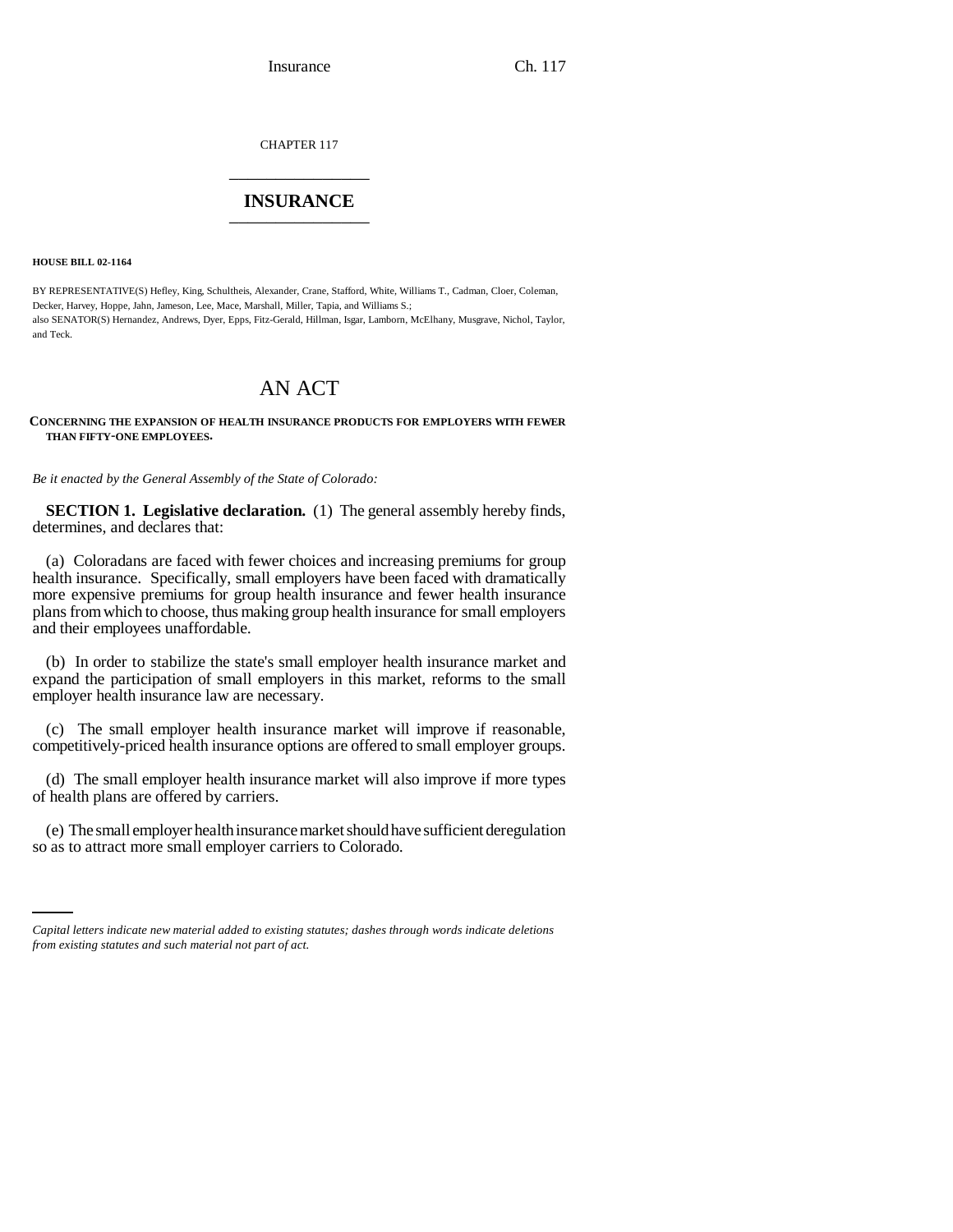CHAPTER 117

# INSURANCE

**HOUSE BILL 02-1164**

BY REPRESENTATIVE(S) Hefley, King, Schultheis, Alexander, Crane, Stafford, White, Williams T., Cadman, Cloer, Coleman, Decker, Harvey, Hoppe, Jahn, Jameson, Lee, Mace, Marshall, Miller, Tapia, and Williams S.;
also SENATOR(S) Hernandez, Andrews, Dyer, Epps, Fitz-Gerald, Hillman, Isgar, Lamborn, McElhany, Musgrave, Nichol, Taylor, and Teck.

# AN ACT

**CONCERNING THE EXPANSION OF HEALTH INSURANCE PRODUCTS FOR EMPLOYERS WITH FEWER THAN FIFTY-ONE EMPLOYEES.**

*Be it enacted by the General Assembly of the State of Colorado:*

**SECTION 1. Legislative declaration.** (1) The general assembly hereby finds, determines, and declares that:

(a) Coloradans are faced with fewer choices and increasing premiums for group health insurance. Specifically, small employers have been faced with dramatically more expensive premiums for group health insurance and fewer health insurance plans from which to choose, thus making group health insurance for small employers and their employees unaffordable.

(b) In order to stabilize the state's small employer health insurance market and expand the participation of small employers in this market, reforms to the small employer health insurance law are necessary.

(c) The small employer health insurance market will improve if reasonable, competitively-priced health insurance options are offered to small employer groups.

(d) The small employer health insurance market will also improve if more types of health plans are offered by carriers.

(e) The small employer health insurance market should have sufficient deregulation so as to attract more small employer carriers to Colorado.

*Capital letters indicate new material added to existing statutes; dashes through words indicate deletions from existing statutes and such material not part of act.*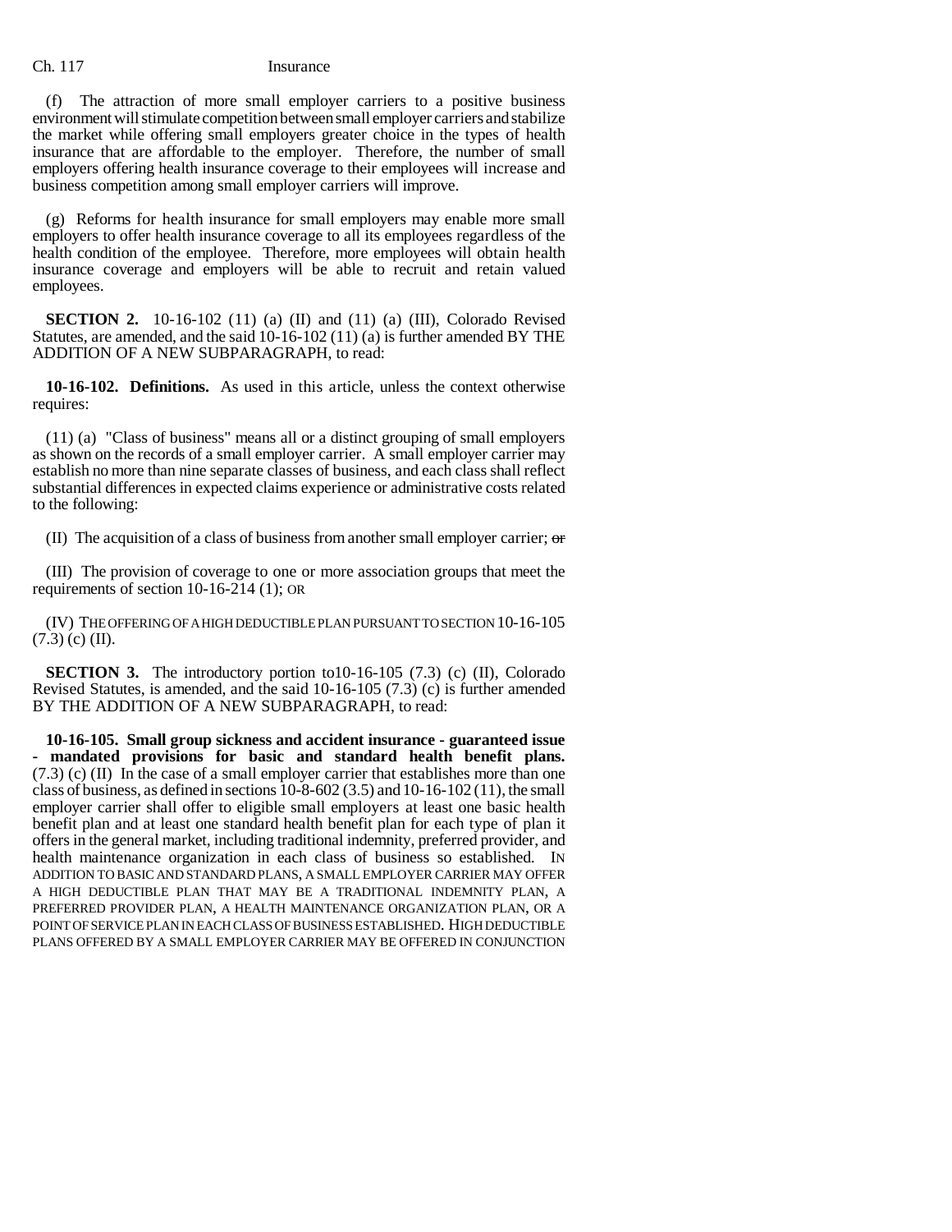(f) The attraction of more small employer carriers to a positive business environment will stimulate competition between small employer carriers and stabilize the market while offering small employers greater choice in the types of health insurance that are affordable to the employer. Therefore, the number of small employers offering health insurance coverage to their employees will increase and business competition among small employer carriers will improve.

(g) Reforms for health insurance for small employers may enable more small employers to offer health insurance coverage to all its employees regardless of the health condition of the employee. Therefore, more employees will obtain health insurance coverage and employers will be able to recruit and retain valued employees.

**SECTION 2.** 10-16-102 (11) (a) (II) and (11) (a) (III), Colorado Revised Statutes, are amended, and the said 10-16-102 (11) (a) is further amended BY THE ADDITION OF A NEW SUBPARAGRAPH, to read:

**10-16-102. Definitions.** As used in this article, unless the context otherwise requires:

(11) (a) "Class of business" means all or a distinct grouping of small employers as shown on the records of a small employer carrier. A small employer carrier may establish no more than nine separate classes of business, and each class shall reflect substantial differences in expected claims experience or administrative costs related to the following:

(II) The acquisition of a class of business from another small employer carrier; ~~or~~

(III) The provision of coverage to one or more association groups that meet the requirements of section 10-16-214 (1); OR

(IV) THE OFFERING OF A HIGH DEDUCTIBLE PLAN PURSUANT TO SECTION 10-16-105 (7.3) (c) (II).

**SECTION 3.** The introductory portion to10-16-105 (7.3) (c) (II), Colorado Revised Statutes, is amended, and the said 10-16-105 (7.3) (c) is further amended BY THE ADDITION OF A NEW SUBPARAGRAPH, to read:

**10-16-105. Small group sickness and accident insurance - guaranteed issue - mandated provisions for basic and standard health benefit plans.** (7.3) (c) (II) In the case of a small employer carrier that establishes more than one class of business, as defined in sections 10-8-602 (3.5) and 10-16-102 (11), the small employer carrier shall offer to eligible small employers at least one basic health benefit plan and at least one standard health benefit plan for each type of plan it offers in the general market, including traditional indemnity, preferred provider, and health maintenance organization in each class of business so established. IN ADDITION TO BASIC AND STANDARD PLANS, A SMALL EMPLOYER CARRIER MAY OFFER A HIGH DEDUCTIBLE PLAN THAT MAY BE A TRADITIONAL INDEMNITY PLAN, A PREFERRED PROVIDER PLAN, A HEALTH MAINTENANCE ORGANIZATION PLAN, OR A POINT OF SERVICE PLAN IN EACH CLASS OF BUSINESS ESTABLISHED. HIGH DEDUCTIBLE PLANS OFFERED BY A SMALL EMPLOYER CARRIER MAY BE OFFERED IN CONJUNCTION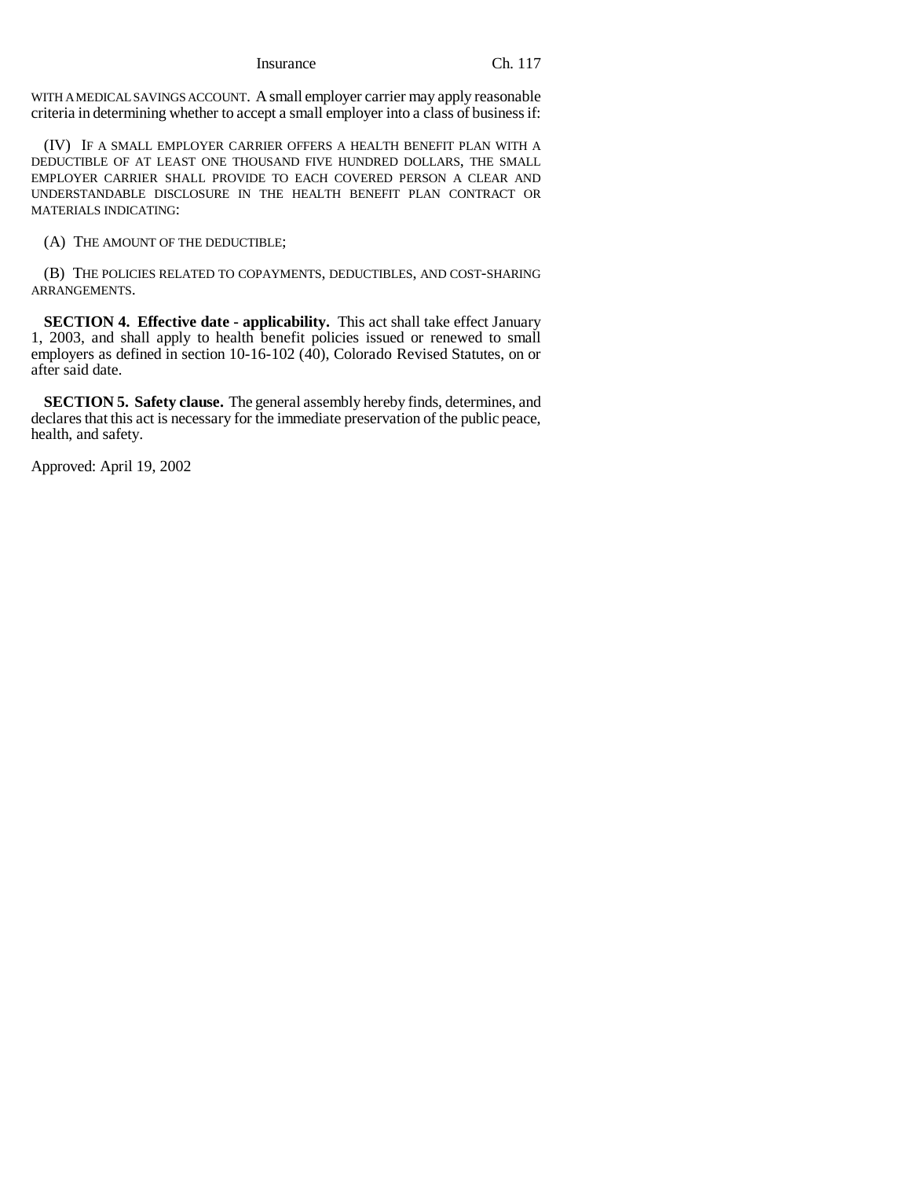WITH A MEDICAL SAVINGS ACCOUNT. A small employer carrier may apply reasonable criteria in determining whether to accept a small employer into a class of business if:

(IV) IF A SMALL EMPLOYER CARRIER OFFERS A HEALTH BENEFIT PLAN WITH A DEDUCTIBLE OF AT LEAST ONE THOUSAND FIVE HUNDRED DOLLARS, THE SMALL EMPLOYER CARRIER SHALL PROVIDE TO EACH COVERED PERSON A CLEAR AND UNDERSTANDABLE DISCLOSURE IN THE HEALTH BENEFIT PLAN CONTRACT OR MATERIALS INDICATING:

(A) THE AMOUNT OF THE DEDUCTIBLE;

(B) THE POLICIES RELATED TO COPAYMENTS, DEDUCTIBLES, AND COST-SHARING ARRANGEMENTS.

**SECTION 4. Effective date - applicability.** This act shall take effect January 1, 2003, and shall apply to health benefit policies issued or renewed to small employers as defined in section 10-16-102 (40), Colorado Revised Statutes, on or after said date.

**SECTION 5. Safety clause.** The general assembly hereby finds, determines, and declares that this act is necessary for the immediate preservation of the public peace, health, and safety.

Approved: April 19, 2002